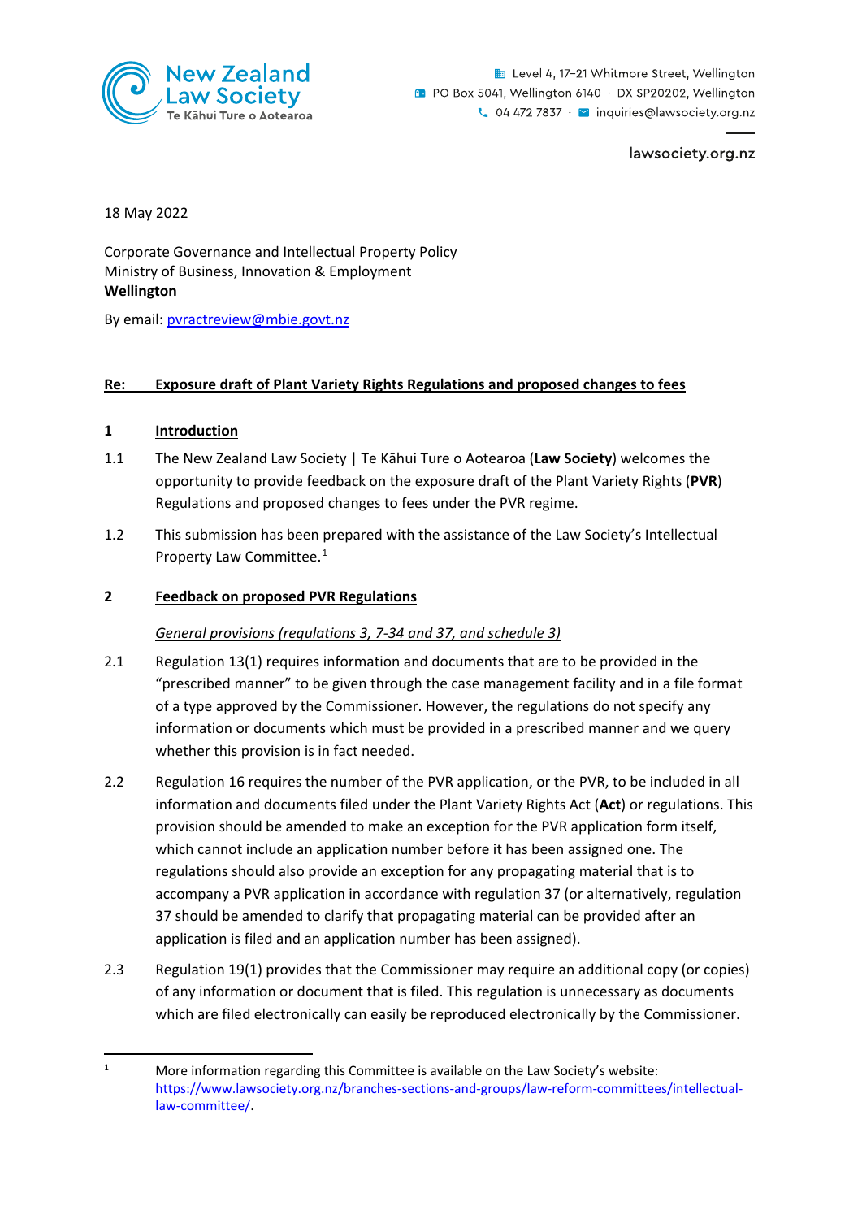New Zealand Law Society
Te Kāhui Ture o Aotearoa

Level 4, 17–21 Whitmore Street, Wellington
PO Box 5041, Wellington 6140 · DX SP20202, Wellington
04 472 7837 · inquiries@lawsociety.org.nz

lawsociety.org.nz

18 May 2022

Corporate Governance and Intellectual Property Policy
Ministry of Business, Innovation & Employment
**Wellington**

By email: pvractreview@mbie.govt.nz

**Re: Exposure draft of Plant Variety Rights Regulations and proposed changes to fees**

## 1 Introduction

1.1 The New Zealand Law Society | Te Kāhui Ture o Aotearoa (**Law Society**) welcomes the opportunity to provide feedback on the exposure draft of the Plant Variety Rights (**PVR**) Regulations and proposed changes to fees under the PVR regime.

1.2 This submission has been prepared with the assistance of the Law Society's Intellectual Property Law Committee.[1]

## 2 Feedback on proposed PVR Regulations

*General provisions (regulations 3, 7-34 and 37, and schedule 3)*

2.1 Regulation 13(1) requires information and documents that are to be provided in the "prescribed manner" to be given through the case management facility and in a file format of a type approved by the Commissioner. However, the regulations do not specify any information or documents which must be provided in a prescribed manner and we query whether this provision is in fact needed.

2.2 Regulation 16 requires the number of the PVR application, or the PVR, to be included in all information and documents filed under the Plant Variety Rights Act (**Act**) or regulations. This provision should be amended to make an exception for the PVR application form itself, which cannot include an application number before it has been assigned one. The regulations should also provide an exception for any propagating material that is to accompany a PVR application in accordance with regulation 37 (or alternatively, regulation 37 should be amended to clarify that propagating material can be provided after an application is filed and an application number has been assigned).

2.3 Regulation 19(1) provides that the Commissioner may require an additional copy (or copies) of any information or document that is filed. This regulation is unnecessary as documents which are filed electronically can easily be reproduced electronically by the Commissioner.

[1] More information regarding this Committee is available on the Law Society's website: https://www.lawsociety.org.nz/branches-sections-and-groups/law-reform-committees/intellectual-law-committee/.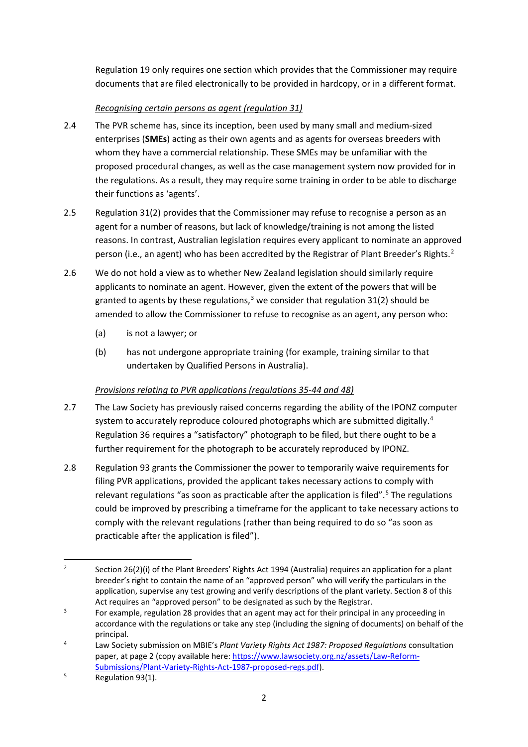Regulation 19 only requires one section which provides that the Commissioner may require documents that are filed electronically to be provided in hardcopy, or in a different format.

*Recognising certain persons as agent (regulation 31)*

2.4 The PVR scheme has, since its inception, been used by many small and medium-sized enterprises (**SMEs**) acting as their own agents and as agents for overseas breeders with whom they have a commercial relationship. These SMEs may be unfamiliar with the proposed procedural changes, as well as the case management system now provided for in the regulations. As a result, they may require some training in order to be able to discharge their functions as 'agents'.

2.5 Regulation 31(2) provides that the Commissioner may refuse to recognise a person as an agent for a number of reasons, but lack of knowledge/training is not among the listed reasons. In contrast, Australian legislation requires every applicant to nominate an approved person (i.e., an agent) who has been accredited by the Registrar of Plant Breeder's Rights.[2]

2.6 We do not hold a view as to whether New Zealand legislation should similarly require applicants to nominate an agent. However, given the extent of the powers that will be granted to agents by these regulations,[3] we consider that regulation 31(2) should be amended to allow the Commissioner to refuse to recognise as an agent, any person who:

(a) is not a lawyer; or

(b) has not undergone appropriate training (for example, training similar to that undertaken by Qualified Persons in Australia).

*Provisions relating to PVR applications (regulations 35-44 and 48)*

2.7 The Law Society has previously raised concerns regarding the ability of the IPONZ computer system to accurately reproduce coloured photographs which are submitted digitally.[4] Regulation 36 requires a "satisfactory" photograph to be filed, but there ought to be a further requirement for the photograph to be accurately reproduced by IPONZ.

2.8 Regulation 93 grants the Commissioner the power to temporarily waive requirements for filing PVR applications, provided the applicant takes necessary actions to comply with relevant regulations "as soon as practicable after the application is filed".[5] The regulations could be improved by prescribing a timeframe for the applicant to take necessary actions to comply with the relevant regulations (rather than being required to do so "as soon as practicable after the application is filed").

---

[2] Section 26(2)(i) of the Plant Breeders' Rights Act 1994 (Australia) requires an application for a plant breeder's right to contain the name of an "approved person" who will verify the particulars in the application, supervise any test growing and verify descriptions of the plant variety. Section 8 of this Act requires an "approved person" to be designated as such by the Registrar.

[3] For example, regulation 28 provides that an agent may act for their principal in any proceeding in accordance with the regulations or take any step (including the signing of documents) on behalf of the principal.

[4] Law Society submission on MBIE's *Plant Variety Rights Act 1987: Proposed Regulations* consultation paper, at page 2 (copy available here: https://www.lawsociety.org.nz/assets/Law-Reform-Submissions/Plant-Variety-Rights-Act-1987-proposed-regs.pdf).

[5] Regulation 93(1).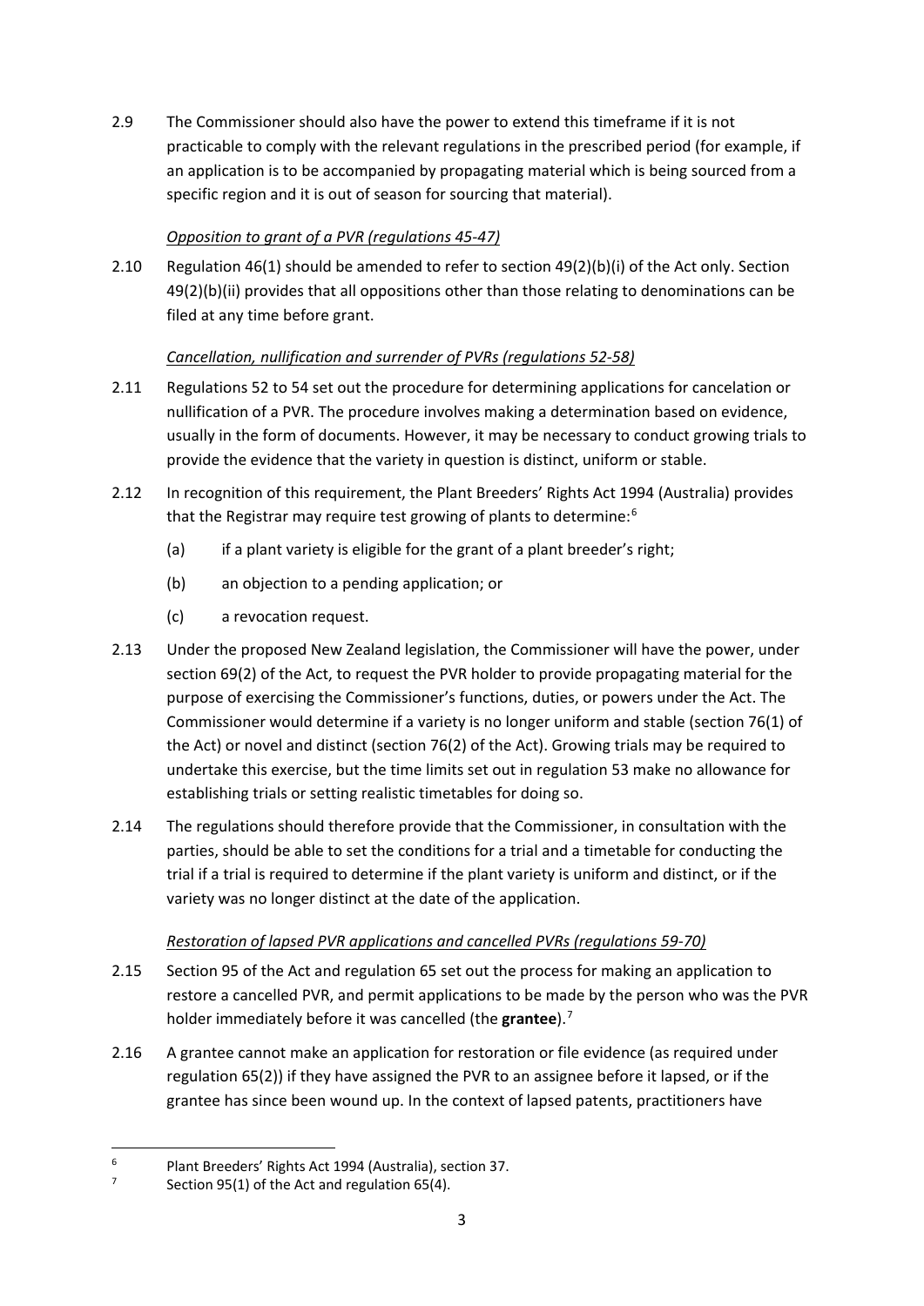2.9 The Commissioner should also have the power to extend this timeframe if it is not practicable to comply with the relevant regulations in the prescribed period (for example, if an application is to be accompanied by propagating material which is being sourced from a specific region and it is out of season for sourcing that material).

*Opposition to grant of a PVR (regulations 45-47)*

2.10 Regulation 46(1) should be amended to refer to section 49(2)(b)(i) of the Act only. Section 49(2)(b)(ii) provides that all oppositions other than those relating to denominations can be filed at any time before grant.

*Cancellation, nullification and surrender of PVRs (regulations 52-58)*

2.11 Regulations 52 to 54 set out the procedure for determining applications for cancelation or nullification of a PVR. The procedure involves making a determination based on evidence, usually in the form of documents. However, it may be necessary to conduct growing trials to provide the evidence that the variety in question is distinct, uniform or stable.

2.12 In recognition of this requirement, the Plant Breeders' Rights Act 1994 (Australia) provides that the Registrar may require test growing of plants to determine:[6]

(a) if a plant variety is eligible for the grant of a plant breeder's right;

(b) an objection to a pending application; or

(c) a revocation request.

2.13 Under the proposed New Zealand legislation, the Commissioner will have the power, under section 69(2) of the Act, to request the PVR holder to provide propagating material for the purpose of exercising the Commissioner's functions, duties, or powers under the Act. The Commissioner would determine if a variety is no longer uniform and stable (section 76(1) of the Act) or novel and distinct (section 76(2) of the Act). Growing trials may be required to undertake this exercise, but the time limits set out in regulation 53 make no allowance for establishing trials or setting realistic timetables for doing so.

2.14 The regulations should therefore provide that the Commissioner, in consultation with the parties, should be able to set the conditions for a trial and a timetable for conducting the trial if a trial is required to determine if the plant variety is uniform and distinct, or if the variety was no longer distinct at the date of the application.

*Restoration of lapsed PVR applications and cancelled PVRs (regulations 59-70)*

2.15 Section 95 of the Act and regulation 65 set out the process for making an application to restore a cancelled PVR, and permit applications to be made by the person who was the PVR holder immediately before it was cancelled (the **grantee**).[7]

2.16 A grantee cannot make an application for restoration or file evidence (as required under regulation 65(2)) if they have assigned the PVR to an assignee before it lapsed, or if the grantee has since been wound up. In the context of lapsed patents, practitioners have

---

[6] Plant Breeders' Rights Act 1994 (Australia), section 37.

[7] Section 95(1) of the Act and regulation 65(4).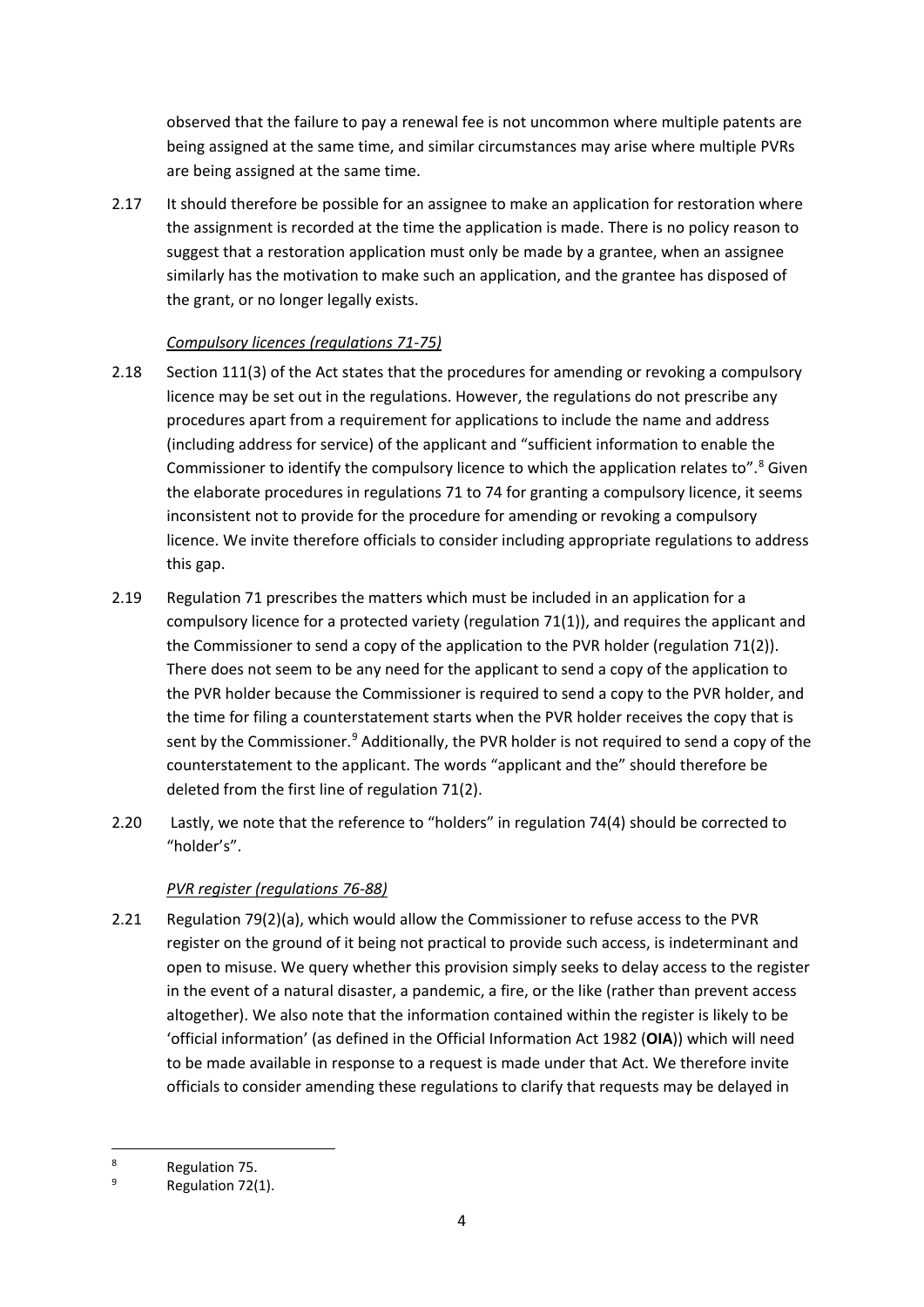observed that the failure to pay a renewal fee is not uncommon where multiple patents are being assigned at the same time, and similar circumstances may arise where multiple PVRs are being assigned at the same time.

2.17 It should therefore be possible for an assignee to make an application for restoration where the assignment is recorded at the time the application is made. There is no policy reason to suggest that a restoration application must only be made by a grantee, when an assignee similarly has the motivation to make such an application, and the grantee has disposed of the grant, or no longer legally exists.

*Compulsory licences (regulations 71-75)*

2.18 Section 111(3) of the Act states that the procedures for amending or revoking a compulsory licence may be set out in the regulations. However, the regulations do not prescribe any procedures apart from a requirement for applications to include the name and address (including address for service) of the applicant and "sufficient information to enable the Commissioner to identify the compulsory licence to which the application relates to".[8] Given the elaborate procedures in regulations 71 to 74 for granting a compulsory licence, it seems inconsistent not to provide for the procedure for amending or revoking a compulsory licence. We invite therefore officials to consider including appropriate regulations to address this gap.

2.19 Regulation 71 prescribes the matters which must be included in an application for a compulsory licence for a protected variety (regulation 71(1)), and requires the applicant and the Commissioner to send a copy of the application to the PVR holder (regulation 71(2)). There does not seem to be any need for the applicant to send a copy of the application to the PVR holder because the Commissioner is required to send a copy to the PVR holder, and the time for filing a counterstatement starts when the PVR holder receives the copy that is sent by the Commissioner.[9] Additionally, the PVR holder is not required to send a copy of the counterstatement to the applicant. The words "applicant and the" should therefore be deleted from the first line of regulation 71(2).

2.20 Lastly, we note that the reference to "holders" in regulation 74(4) should be corrected to "holder's".

*PVR register (regulations 76-88)*

2.21 Regulation 79(2)(a), which would allow the Commissioner to refuse access to the PVR register on the ground of it being not practical to provide such access, is indeterminant and open to misuse. We query whether this provision simply seeks to delay access to the register in the event of a natural disaster, a pandemic, a fire, or the like (rather than prevent access altogether). We also note that the information contained within the register is likely to be 'official information' (as defined in the Official Information Act 1982 (**OIA**)) which will need to be made available in response to a request is made under that Act. We therefore invite officials to consider amending these regulations to clarify that requests may be delayed in

---

[8] Regulation 75.

[9] Regulation 72(1).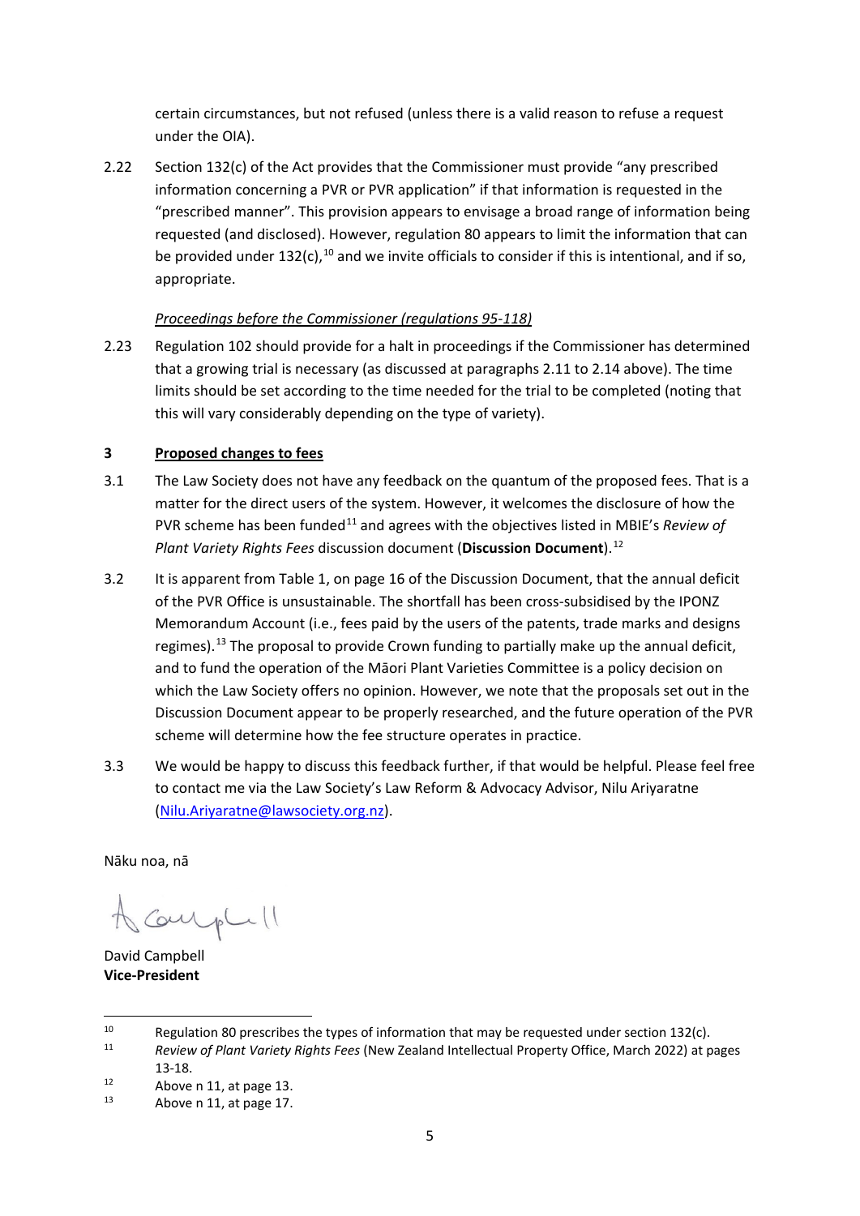certain circumstances, but not refused (unless there is a valid reason to refuse a request under the OIA).

2.22 Section 132(c) of the Act provides that the Commissioner must provide "any prescribed information concerning a PVR or PVR application" if that information is requested in the "prescribed manner". This provision appears to envisage a broad range of information being requested (and disclosed). However, regulation 80 appears to limit the information that can be provided under 132(c),[10] and we invite officials to consider if this is intentional, and if so, appropriate.

*Proceedings before the Commissioner (regulations 95-118)*

2.23 Regulation 102 should provide for a halt in proceedings if the Commissioner has determined that a growing trial is necessary (as discussed at paragraphs 2.11 to 2.14 above). The time limits should be set according to the time needed for the trial to be completed (noting that this will vary considerably depending on the type of variety).

## 3 Proposed changes to fees

3.1 The Law Society does not have any feedback on the quantum of the proposed fees. That is a matter for the direct users of the system. However, it welcomes the disclosure of how the PVR scheme has been funded[11] and agrees with the objectives listed in MBIE's *Review of Plant Variety Rights Fees* discussion document (**Discussion Document**).[12]

3.2 It is apparent from Table 1, on page 16 of the Discussion Document, that the annual deficit of the PVR Office is unsustainable. The shortfall has been cross-subsidised by the IPONZ Memorandum Account (i.e., fees paid by the users of the patents, trade marks and designs regimes).[13] The proposal to provide Crown funding to partially make up the annual deficit, and to fund the operation of the Māori Plant Varieties Committee is a policy decision on which the Law Society offers no opinion. However, we note that the proposals set out in the Discussion Document appear to be properly researched, and the future operation of the PVR scheme will determine how the fee structure operates in practice.

3.3 We would be happy to discuss this feedback further, if that would be helpful. Please feel free to contact me via the Law Society's Law Reform & Advocacy Advisor, Nilu Ariyaratne (Nilu.Ariyaratne@lawsociety.org.nz).

Nāku noa, nā

David Campbell
**Vice-President**

---

[10] Regulation 80 prescribes the types of information that may be requested under section 132(c).

[11] *Review of Plant Variety Rights Fees* (New Zealand Intellectual Property Office, March 2022) at pages 13-18.

[12] Above n 11, at page 13.

[13] Above n 11, at page 17.